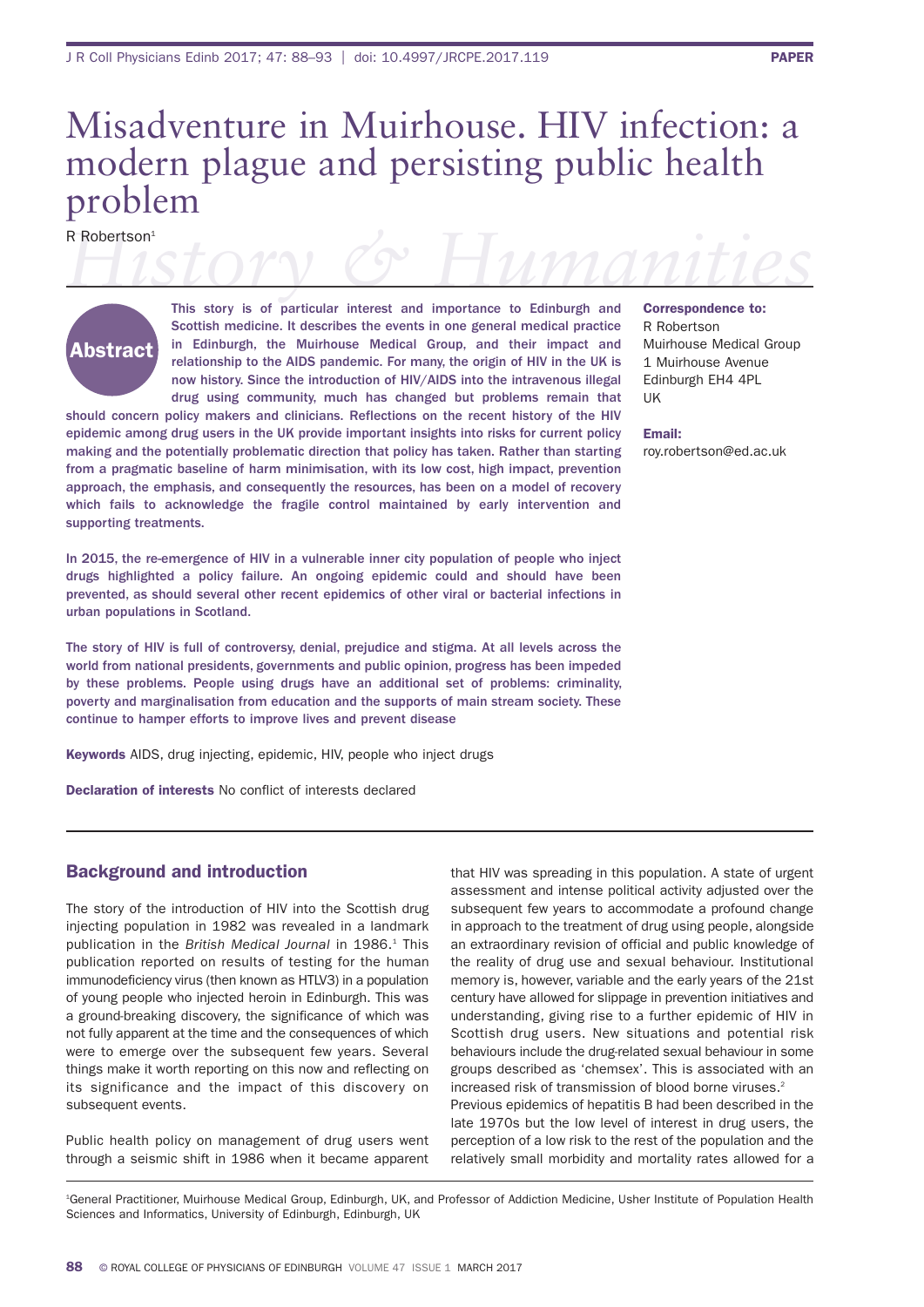PAPER

# Misadventure in Muirhouse. HIV infection: a modern plague and persisting public health problem

R Robertson[1]

*History & Humanities*

## Abstract

This story is of particular interest and importance to Edinburgh and Scottish medicine. It describes the events in one general medical practice in Edinburgh, the Muirhouse Medical Group, and their impact and relationship to the AIDS pandemic. For many, the origin of HIV in the UK is now history. Since the introduction of HIV/AIDS into the intravenous illegal drug using community, much has changed but problems remain that should concern policy makers and clinicians. Reflections on the recent history of the HIV epidemic among drug users in the UK provide important insights into risks for current policy making and the potentially problematic direction that policy has taken. Rather than starting from a pragmatic baseline of harm minimisation, with its low cost, high impact, prevention approach, the emphasis, and consequently the resources, has been on a model of recovery which fails to acknowledge the fragile control maintained by early intervention and supporting treatments.

In 2015, the re-emergence of HIV in a vulnerable inner city population of people who inject drugs highlighted a policy failure. An ongoing epidemic could and should have been prevented, as should several other recent epidemics of other viral or bacterial infections in urban populations in Scotland.

The story of HIV is full of controversy, denial, prejudice and stigma. At all levels across the world from national presidents, governments and public opinion, progress has been impeded by these problems. People using drugs have an additional set of problems: criminality, poverty and marginalisation from education and the supports of main stream society. These continue to hamper efforts to improve lives and prevent disease

**Keywords** AIDS, drug injecting, epidemic, HIV, people who inject drugs

**Declaration of interests** No conflict of interests declared

**Correspondence to:**
R Robertson
Muirhouse Medical Group
1 Muirhouse Avenue
Edinburgh EH4 4PL
UK

**Email:**
roy.robertson@ed.ac.uk

## Background and introduction

The story of the introduction of HIV into the Scottish drug injecting population in 1982 was revealed in a landmark publication in the *British Medical Journal* in 1986.[1] This publication reported on results of testing for the human immunodeficiency virus (then known as HTLV3) in a population of young people who injected heroin in Edinburgh. This was a ground-breaking discovery, the significance of which was not fully apparent at the time and the consequences of which were to emerge over the subsequent few years. Several things make it worth reporting on this now and reflecting on its significance and the impact of this discovery on subsequent events.

Public health policy on management of drug users went through a seismic shift in 1986 when it became apparent that HIV was spreading in this population. A state of urgent assessment and intense political activity adjusted over the subsequent few years to accommodate a profound change in approach to the treatment of drug using people, alongside an extraordinary revision of official and public knowledge of the reality of drug use and sexual behaviour. Institutional memory is, however, variable and the early years of the 21st century have allowed for slippage in prevention initiatives and understanding, giving rise to a further epidemic of HIV in Scottish drug users. New situations and potential risk behaviours include the drug-related sexual behaviour in some groups described as 'chemsex'. This is associated with an increased risk of transmission of blood borne viruses.[2]

Previous epidemics of hepatitis B had been described in the late 1970s but the low level of interest in drug users, the perception of a low risk to the rest of the population and the relatively small morbidity and mortality rates allowed for a

[1]General Practitioner, Muirhouse Medical Group, Edinburgh, UK, and Professor of Addiction Medicine, Usher Institute of Population Health Sciences and Informatics, University of Edinburgh, Edinburgh, UK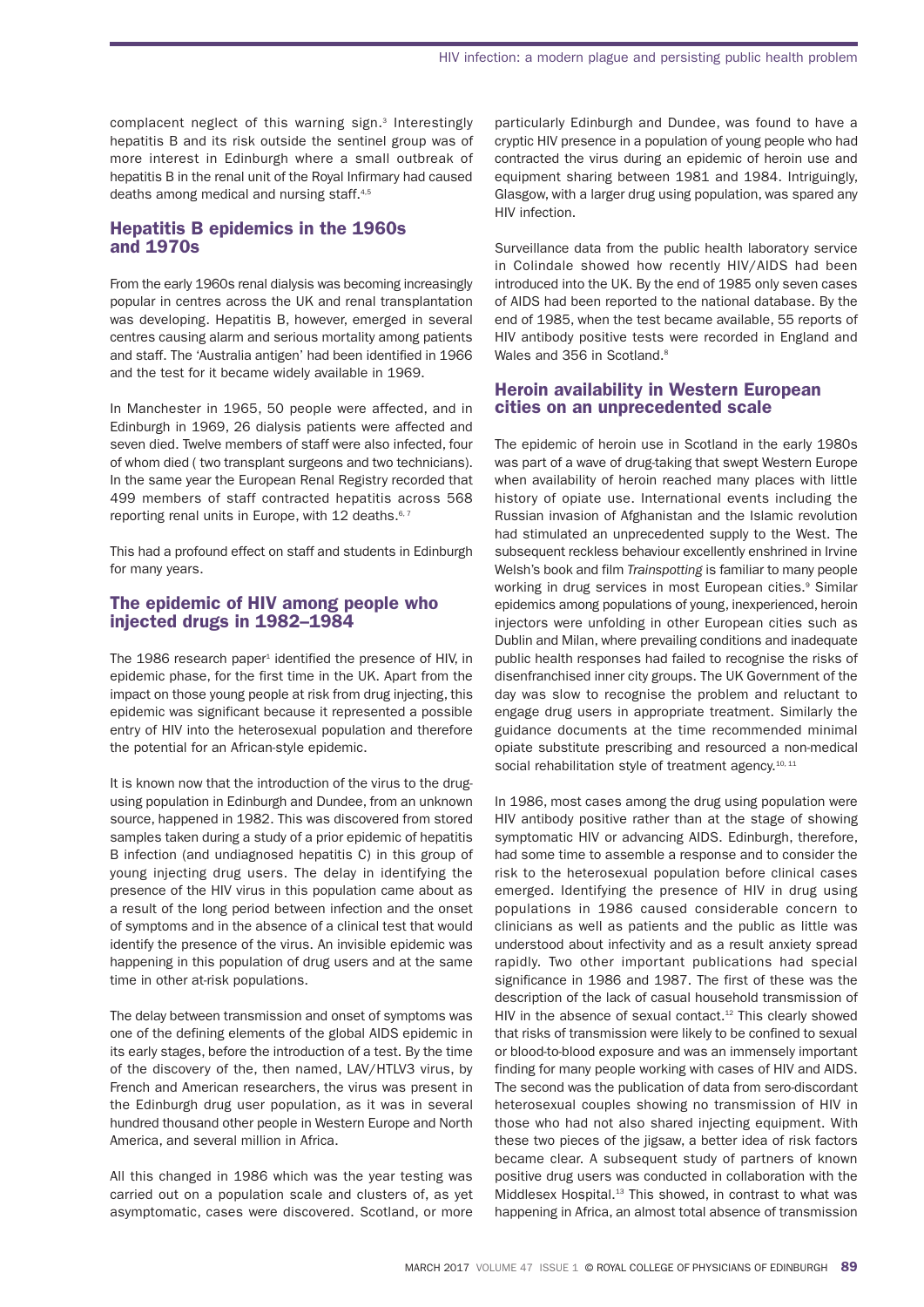complacent neglect of this warning sign.[3] Interestingly hepatitis B and its risk outside the sentinel group was of more interest in Edinburgh where a small outbreak of hepatitis B in the renal unit of the Royal Infirmary had caused deaths among medical and nursing staff.[4,5]

## Hepatitis B epidemics in the 1960s and 1970s

From the early 1960s renal dialysis was becoming increasingly popular in centres across the UK and renal transplantation was developing. Hepatitis B, however, emerged in several centres causing alarm and serious mortality among patients and staff. The 'Australia antigen' had been identified in 1966 and the test for it became widely available in 1969.

In Manchester in 1965, 50 people were affected, and in Edinburgh in 1969, 26 dialysis patients were affected and seven died. Twelve members of staff were also infected, four of whom died ( two transplant surgeons and two technicians). In the same year the European Renal Registry recorded that 499 members of staff contracted hepatitis across 568 reporting renal units in Europe, with 12 deaths.[6, 7]

This had a profound effect on staff and students in Edinburgh for many years.

## The epidemic of HIV among people who injected drugs in 1982–1984

The 1986 research paper[1] identified the presence of HIV, in epidemic phase, for the first time in the UK. Apart from the impact on those young people at risk from drug injecting, this epidemic was significant because it represented a possible entry of HIV into the heterosexual population and therefore the potential for an African-style epidemic.

It is known now that the introduction of the virus to the drug-using population in Edinburgh and Dundee, from an unknown source, happened in 1982. This was discovered from stored samples taken during a study of a prior epidemic of hepatitis B infection (and undiagnosed hepatitis C) in this group of young injecting drug users. The delay in identifying the presence of the HIV virus in this population came about as a result of the long period between infection and the onset of symptoms and in the absence of a clinical test that would identify the presence of the virus. An invisible epidemic was happening in this population of drug users and at the same time in other at-risk populations.

The delay between transmission and onset of symptoms was one of the defining elements of the global AIDS epidemic in its early stages, before the introduction of a test. By the time of the discovery of the, then named, LAV/HTLV3 virus, by French and American researchers, the virus was present in the Edinburgh drug user population, as it was in several hundred thousand other people in Western Europe and North America, and several million in Africa.

All this changed in 1986 which was the year testing was carried out on a population scale and clusters of, as yet asymptomatic, cases were discovered. Scotland, or more particularly Edinburgh and Dundee, was found to have a cryptic HIV presence in a population of young people who had contracted the virus during an epidemic of heroin use and equipment sharing between 1981 and 1984. Intriguingly, Glasgow, with a larger drug using population, was spared any HIV infection.

Surveillance data from the public health laboratory service in Colindale showed how recently HIV/AIDS had been introduced into the UK. By the end of 1985 only seven cases of AIDS had been reported to the national database. By the end of 1985, when the test became available, 55 reports of HIV antibody positive tests were recorded in England and Wales and 356 in Scotland.[8]

## Heroin availability in Western European cities on an unprecedented scale

The epidemic of heroin use in Scotland in the early 1980s was part of a wave of drug-taking that swept Western Europe when availability of heroin reached many places with little history of opiate use. International events including the Russian invasion of Afghanistan and the Islamic revolution had stimulated an unprecedented supply to the West. The subsequent reckless behaviour excellently enshrined in Irvine Welsh's book and film *Trainspotting* is familiar to many people working in drug services in most European cities.[9] Similar epidemics among populations of young, inexperienced, heroin injectors were unfolding in other European cities such as Dublin and Milan, where prevailing conditions and inadequate public health responses had failed to recognise the risks of disenfranchised inner city groups. The UK Government of the day was slow to recognise the problem and reluctant to engage drug users in appropriate treatment. Similarly the guidance documents at the time recommended minimal opiate substitute prescribing and resourced a non-medical social rehabilitation style of treatment agency.[10, 11]

In 1986, most cases among the drug using population were HIV antibody positive rather than at the stage of showing symptomatic HIV or advancing AIDS. Edinburgh, therefore, had some time to assemble a response and to consider the risk to the heterosexual population before clinical cases emerged. Identifying the presence of HIV in drug using populations in 1986 caused considerable concern to clinicians as well as patients and the public as little was understood about infectivity and as a result anxiety spread rapidly. Two other important publications had special significance in 1986 and 1987. The first of these was the description of the lack of casual household transmission of HIV in the absence of sexual contact.[12] This clearly showed that risks of transmission were likely to be confined to sexual or blood-to-blood exposure and was an immensely important finding for many people working with cases of HIV and AIDS. The second was the publication of data from sero-discordant heterosexual couples showing no transmission of HIV in those who had not also shared injecting equipment. With these two pieces of the jigsaw, a better idea of risk factors became clear. A subsequent study of partners of known positive drug users was conducted in collaboration with the Middlesex Hospital.[13] This showed, in contrast to what was happening in Africa, an almost total absence of transmission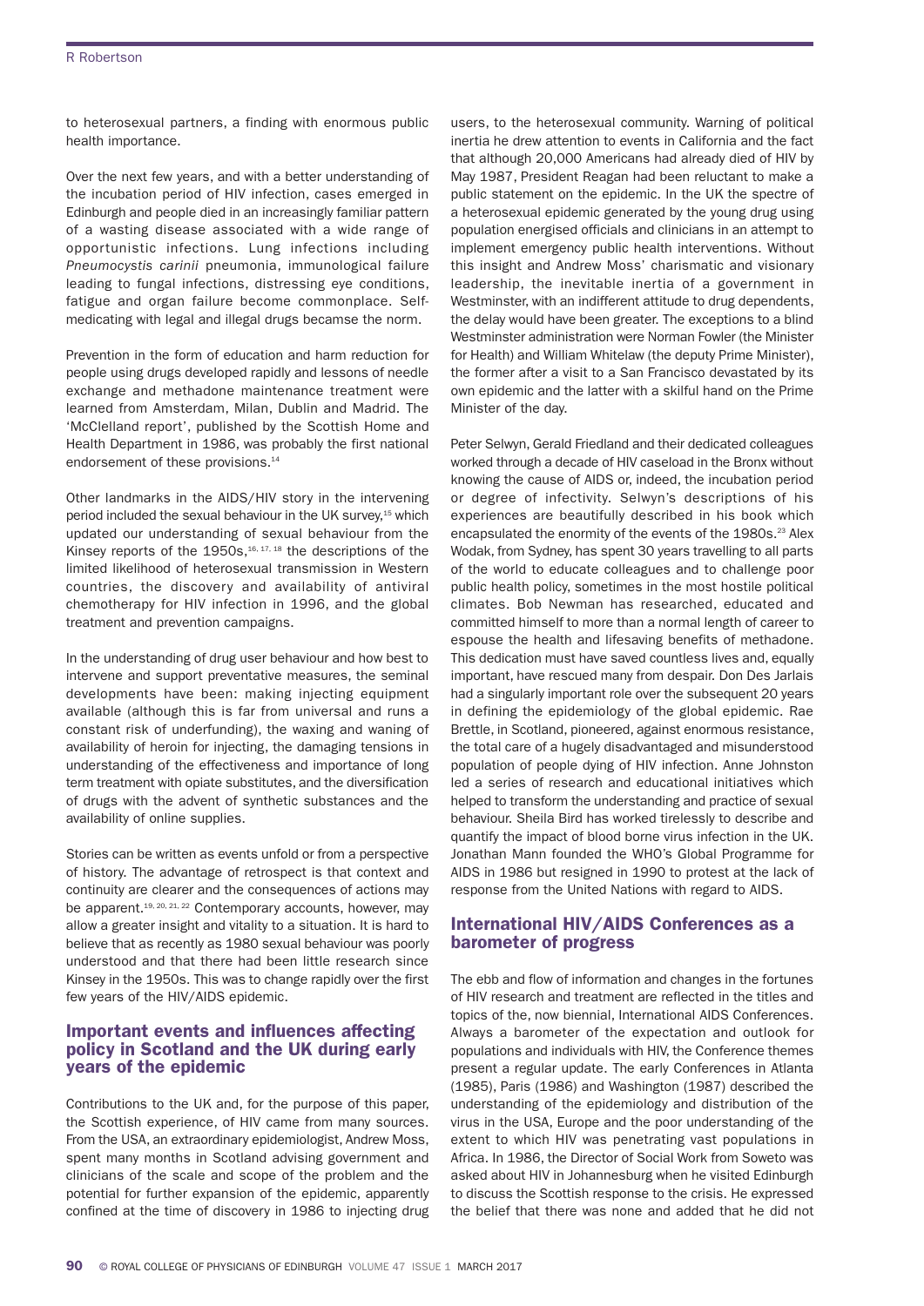to heterosexual partners, a finding with enormous public health importance.

Over the next few years, and with a better understanding of the incubation period of HIV infection, cases emerged in Edinburgh and people died in an increasingly familiar pattern of a wasting disease associated with a wide range of opportunistic infections. Lung infections including *Pneumocystis carinii* pneumonia, immunological failure leading to fungal infections, distressing eye conditions, fatigue and organ failure become commonplace. Self-medicating with legal and illegal drugs becamse the norm.

Prevention in the form of education and harm reduction for people using drugs developed rapidly and lessons of needle exchange and methadone maintenance treatment were learned from Amsterdam, Milan, Dublin and Madrid. The 'McClelland report', published by the Scottish Home and Health Department in 1986, was probably the first national endorsement of these provisions.[14]

Other landmarks in the AIDS/HIV story in the intervening period included the sexual behaviour in the UK survey,[15] which updated our understanding of sexual behaviour from the Kinsey reports of the 1950s,[16, 17, 18] the descriptions of the limited likelihood of heterosexual transmission in Western countries, the discovery and availability of antiviral chemotherapy for HIV infection in 1996, and the global treatment and prevention campaigns.

In the understanding of drug user behaviour and how best to intervene and support preventative measures, the seminal developments have been: making injecting equipment available (although this is far from universal and runs a constant risk of underfunding), the waxing and waning of availability of heroin for injecting, the damaging tensions in understanding of the effectiveness and importance of long term treatment with opiate substitutes, and the diversification of drugs with the advent of synthetic substances and the availability of online supplies.

Stories can be written as events unfold or from a perspective of history. The advantage of retrospect is that context and continuity are clearer and the consequences of actions may be apparent.[19, 20, 21, 22] Contemporary accounts, however, may allow a greater insight and vitality to a situation. It is hard to believe that as recently as 1980 sexual behaviour was poorly understood and that there had been little research since Kinsey in the 1950s. This was to change rapidly over the first few years of the HIV/AIDS epidemic.

## Important events and influences affecting policy in Scotland and the UK during early years of the epidemic

Contributions to the UK and, for the purpose of this paper, the Scottish experience, of HIV came from many sources. From the USA, an extraordinary epidemiologist, Andrew Moss, spent many months in Scotland advising government and clinicians of the scale and scope of the problem and the potential for further expansion of the epidemic, apparently confined at the time of discovery in 1986 to injecting drug users, to the heterosexual community. Warning of political inertia he drew attention to events in California and the fact that although 20,000 Americans had already died of HIV by May 1987, President Reagan had been reluctant to make a public statement on the epidemic. In the UK the spectre of a heterosexual epidemic generated by the young drug using population energised officials and clinicians in an attempt to implement emergency public health interventions. Without this insight and Andrew Moss' charismatic and visionary leadership, the inevitable inertia of a government in Westminster, with an indifferent attitude to drug dependents, the delay would have been greater. The exceptions to a blind Westminster administration were Norman Fowler (the Minister for Health) and William Whitelaw (the deputy Prime Minister), the former after a visit to a San Francisco devastated by its own epidemic and the latter with a skilful hand on the Prime Minister of the day.

Peter Selwyn, Gerald Friedland and their dedicated colleagues worked through a decade of HIV caseload in the Bronx without knowing the cause of AIDS or, indeed, the incubation period or degree of infectivity. Selwyn's descriptions of his experiences are beautifully described in his book which encapsulated the enormity of the events of the 1980s.[23] Alex Wodak, from Sydney, has spent 30 years travelling to all parts of the world to educate colleagues and to challenge poor public health policy, sometimes in the most hostile political climates. Bob Newman has researched, educated and committed himself to more than a normal length of career to espouse the health and lifesaving benefits of methadone. This dedication must have saved countless lives and, equally important, have rescued many from despair. Don Des Jarlais had a singularly important role over the subsequent 20 years in defining the epidemiology of the global epidemic. Rae Brettle, in Scotland, pioneered, against enormous resistance, the total care of a hugely disadvantaged and misunderstood population of people dying of HIV infection. Anne Johnston led a series of research and educational initiatives which helped to transform the understanding and practice of sexual behaviour. Sheila Bird has worked tirelessly to describe and quantify the impact of blood borne virus infection in the UK. Jonathan Mann founded the WHO's Global Programme for AIDS in 1986 but resigned in 1990 to protest at the lack of response from the United Nations with regard to AIDS.

## International HIV/AIDS Conferences as a barometer of progress

The ebb and flow of information and changes in the fortunes of HIV research and treatment are reflected in the titles and topics of the, now biennial, International AIDS Conferences. Always a barometer of the expectation and outlook for populations and individuals with HIV, the Conference themes present a regular update. The early Conferences in Atlanta (1985), Paris (1986) and Washington (1987) described the understanding of the epidemiology and distribution of the virus in the USA, Europe and the poor understanding of the extent to which HIV was penetrating vast populations in Africa. In 1986, the Director of Social Work from Soweto was asked about HIV in Johannesburg when he visited Edinburgh to discuss the Scottish response to the crisis. He expressed the belief that there was none and added that he did not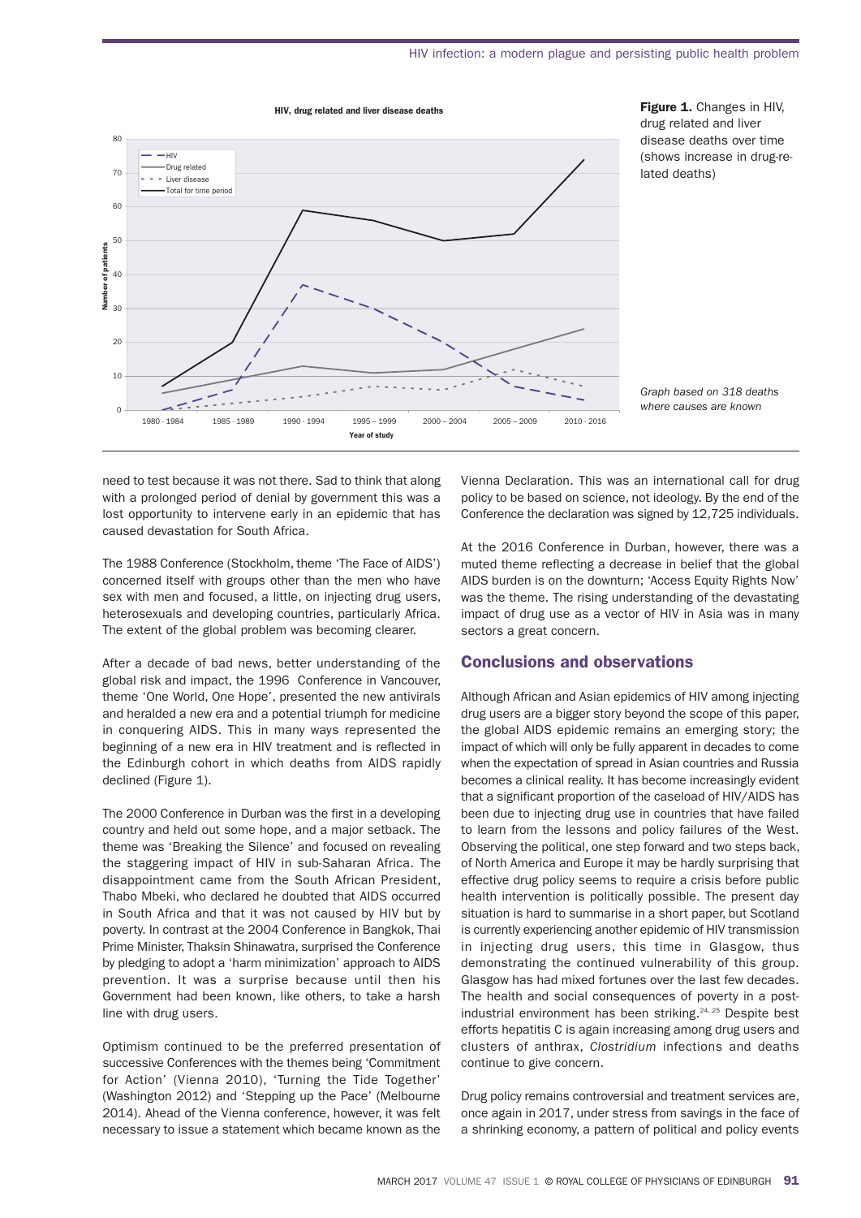HIV, drug related and liver disease deaths

80
70
60
50
40
30
20
10
0

Number of patients

HIV
Drug related
Liver disease
Total for time period

1980 - 1984
1985 - 1989
1990 - 1994
1995 – 1999
2000 – 2004
2005 – 2009
2010 - 2016

Year of study

**Figure 1.** Changes in HIV, drug related and liver disease deaths over time (shows increase in drug-related deaths)

*Graph based on 318 deaths where causes are known*

need to test because it was not there. Sad to think that along with a prolonged period of denial by government this was a lost opportunity to intervene early in an epidemic that has caused devastation for South Africa.

The 1988 Conference (Stockholm, theme 'The Face of AIDS') concerned itself with groups other than the men who have sex with men and focused, a little, on injecting drug users, heterosexuals and developing countries, particularly Africa. The extent of the global problem was becoming clearer.

After a decade of bad news, better understanding of the global risk and impact, the 1996 Conference in Vancouver, theme 'One World, One Hope', presented the new antivirals and heralded a new era and a potential triumph for medicine in conquering AIDS. This in many ways represented the beginning of a new era in HIV treatment and is reflected in the Edinburgh cohort in which deaths from AIDS rapidly declined (Figure 1).

The 2000 Conference in Durban was the first in a developing country and held out some hope, and a major setback. The theme was 'Breaking the Silence' and focused on revealing the staggering impact of HIV in sub-Saharan Africa. The disappointment came from the South African President, Thabo Mbeki, who declared he doubted that AIDS occurred in South Africa and that it was not caused by HIV but by poverty. In contrast at the 2004 Conference in Bangkok, Thai Prime Minister, Thaksin Shinawatra, surprised the Conference by pledging to adopt a 'harm minimization' approach to AIDS prevention. It was a surprise because until then his Government had been known, like others, to take a harsh line with drug users.

Optimism continued to be the preferred presentation of successive Conferences with the themes being 'Commitment for Action' (Vienna 2010), 'Turning the Tide Together' (Washington 2012) and 'Stepping up the Pace' (Melbourne 2014). Ahead of the Vienna conference, however, it was felt necessary to issue a statement which became known as the Vienna Declaration. This was an international call for drug policy to be based on science, not ideology. By the end of the Conference the declaration was signed by 12,725 individuals.

At the 2016 Conference in Durban, however, there was a muted theme reflecting a decrease in belief that the global AIDS burden is on the downturn; 'Access Equity Rights Now' was the theme. The rising understanding of the devastating impact of drug use as a vector of HIV in Asia was in many sectors a great concern.

## Conclusions and observations

Although African and Asian epidemics of HIV among injecting drug users are a bigger story beyond the scope of this paper, the global AIDS epidemic remains an emerging story; the impact of which will only be fully apparent in decades to come when the expectation of spread in Asian countries and Russia becomes a clinical reality. It has become increasingly evident that a significant proportion of the caseload of HIV/AIDS has been due to injecting drug use in countries that have failed to learn from the lessons and policy failures of the West. Observing the political, one step forward and two steps back, of North America and Europe it may be hardly surprising that effective drug policy seems to require a crisis before public health intervention is politically possible. The present day situation is hard to summarise in a short paper, but Scotland is currently experiencing another epidemic of HIV transmission in injecting drug users, this time in Glasgow, thus demonstrating the continued vulnerability of this group. Glasgow has had mixed fortunes over the last few decades. The health and social consequences of poverty in a post-industrial environment has been striking.[24, 25] Despite best efforts hepatitis C is again increasing among drug users and clusters of anthrax, *Clostridium* infections and deaths continue to give concern.

Drug policy remains controversial and treatment services are, once again in 2017, under stress from savings in the face of a shrinking economy, a pattern of political and policy events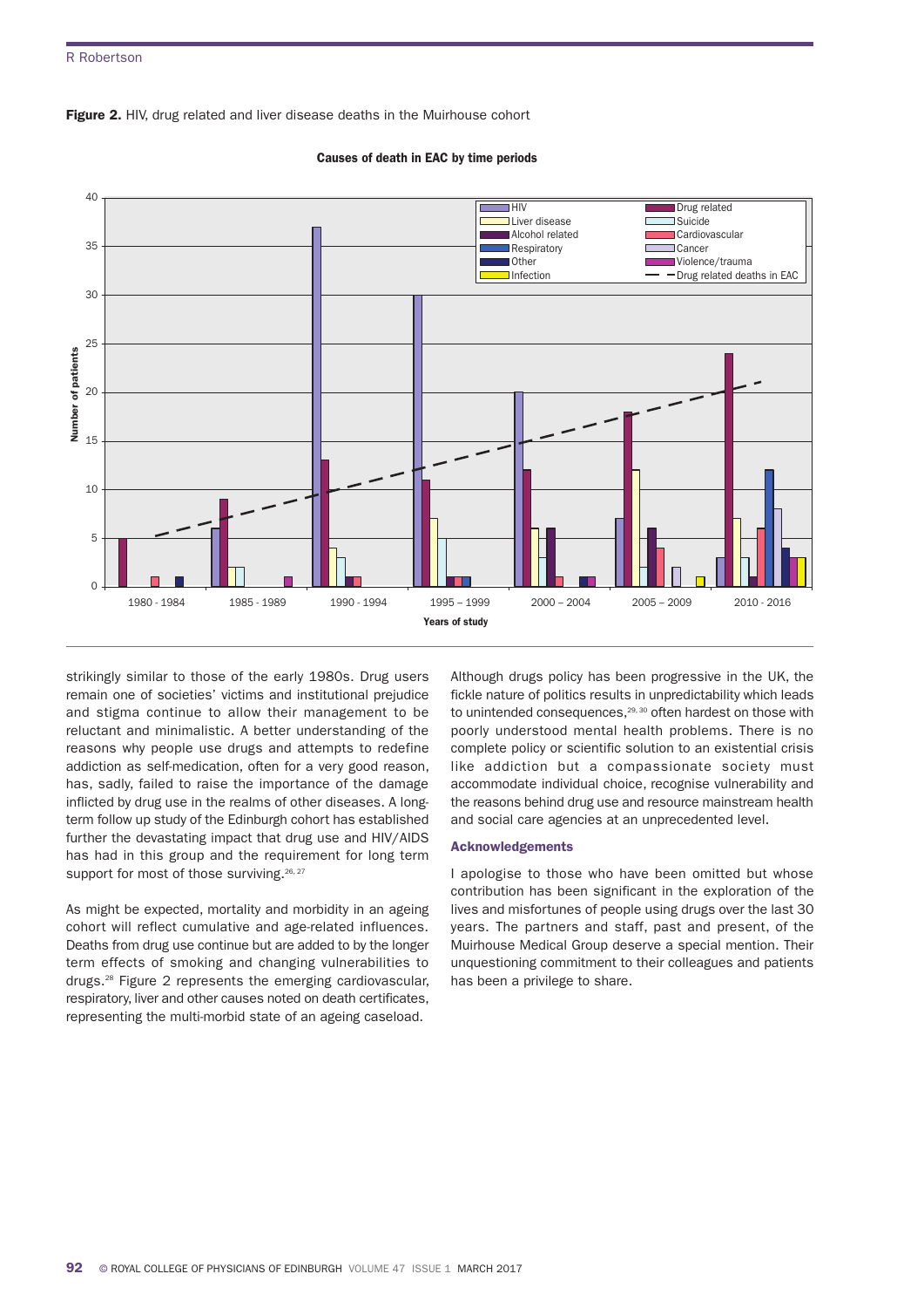**Figure 2.** HIV, drug related and liver disease deaths in the Muirhouse cohort

strikingly similar to those of the early 1980s. Drug users remain one of societies' victims and institutional prejudice and stigma continue to allow their management to be reluctant and minimalistic. A better understanding of the reasons why people use drugs and attempts to redefine addiction as self-medication, often for a very good reason, has, sadly, failed to raise the importance of the damage inflicted by drug use in the realms of other diseases. A long-term follow up study of the Edinburgh cohort has established further the devastating impact that drug use and HIV/AIDS has had in this group and the requirement for long term support for most of those surviving.[26, 27]

As might be expected, mortality and morbidity in an ageing cohort will reflect cumulative and age-related influences. Deaths from drug use continue but are added to by the longer term effects of smoking and changing vulnerabilities to drugs.[28] Figure 2 represents the emerging cardiovascular, respiratory, liver and other causes noted on death certificates, representing the multi-morbid state of an ageing caseload.

Although drugs policy has been progressive in the UK, the fickle nature of politics results in unpredictability which leads to unintended consequences,[29, 30] often hardest on those with poorly understood mental health problems. There is no complete policy or scientific solution to an existential crisis like addiction but a compassionate society must accommodate individual choice, recognise vulnerability and the reasons behind drug use and resource mainstream health and social care agencies at an unprecedented level.

### Acknowledgements

I apologise to those who have been omitted but whose contribution has been significant in the exploration of the lives and misfortunes of people using drugs over the last 30 years. The partners and staff, past and present, of the Muirhouse Medical Group deserve a special mention. Their unquestioning commitment to their colleagues and patients has been a privilege to share.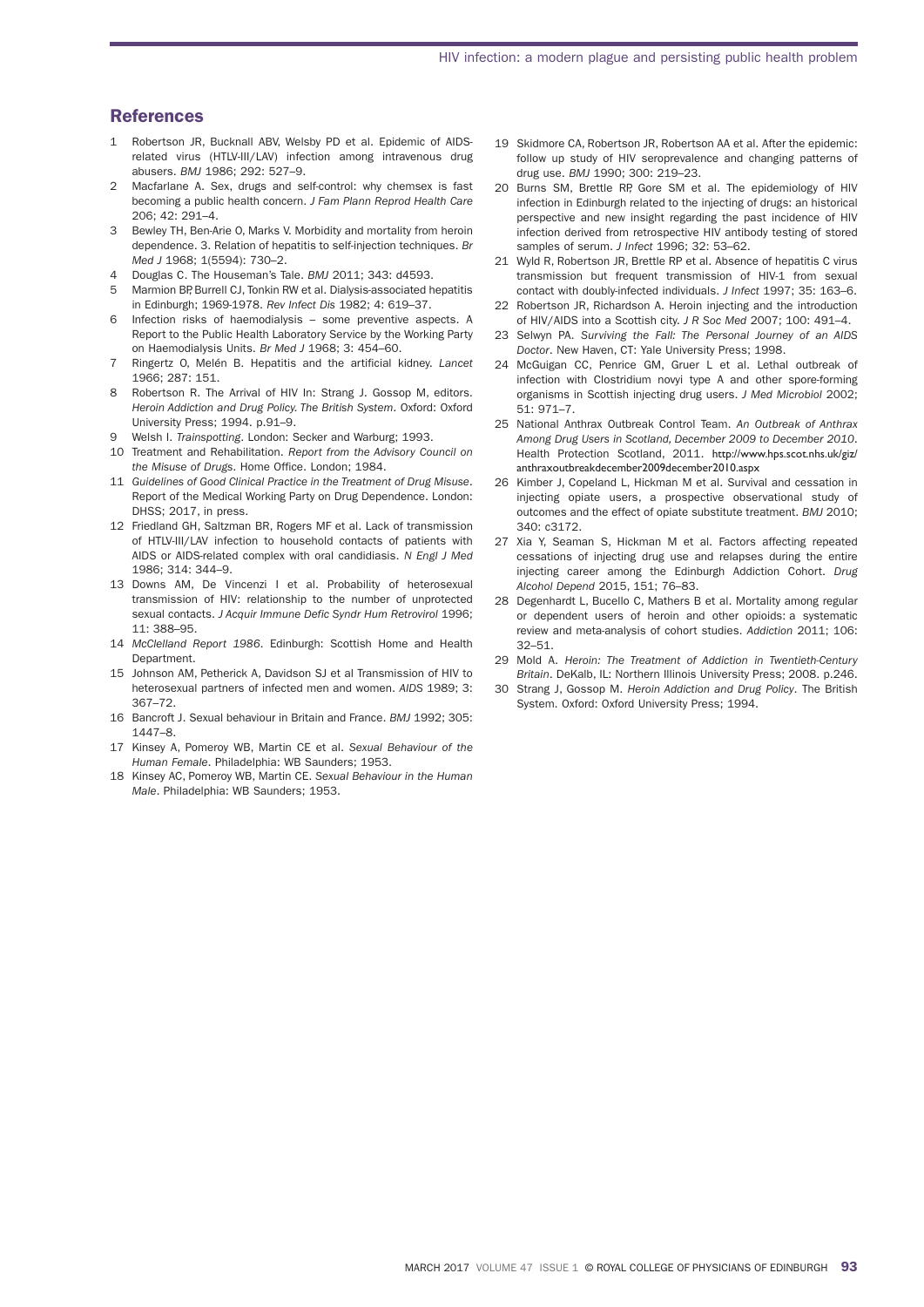## References

1. Robertson JR, Bucknall ABV, Welsby PD et al. Epidemic of AIDS-related virus (HTLV-III/LAV) infection among intravenous drug abusers. *BMJ* 1986; 292: 527–9.
2. Macfarlane A. Sex, drugs and self-control: why chemsex is fast becoming a public health concern. *J Fam Plann Reprod Health Care* 206; 42: 291–4.
3. Bewley TH, Ben-Arie O, Marks V. Morbidity and mortality from heroin dependence. 3. Relation of hepatitis to self-injection techniques. *Br Med J* 1968; 1(5594): 730–2.
4. Douglas C. The Houseman's Tale. *BMJ* 2011; 343: d4593.
5. Marmion BP, Burrell CJ, Tonkin RW et al. Dialysis-associated hepatitis in Edinburgh; 1969-1978. *Rev Infect Dis* 1982; 4: 619–37.
6. Infection risks of haemodialysis – some preventive aspects. A Report to the Public Health Laboratory Service by the Working Party on Haemodialysis Units. *Br Med J* 1968; 3: 454–60.
7. Ringertz O, Melén B. Hepatitis and the artificial kidney. *Lancet* 1966; 287: 151.
8. Robertson R. The Arrival of HIV In: Strang J. Gossop M, editors. *Heroin Addiction and Drug Policy. The British System*. Oxford: Oxford University Press; 1994. p.91–9.
9. Welsh I. *Trainspotting*. London: Secker and Warburg; 1993.
10. Treatment and Rehabilitation. *Report from the Advisory Council on the Misuse of Drugs*. Home Office. London; 1984.
11. *Guidelines of Good Clinical Practice in the Treatment of Drug Misuse*. Report of the Medical Working Party on Drug Dependence. London: DHSS; 2017, in press.
12. Friedland GH, Saltzman BR, Rogers MF et al. Lack of transmission of HTLV-III/LAV infection to household contacts of patients with AIDS or AIDS-related complex with oral candidiasis. *N Engl J Med* 1986; 314: 344–9.
13. Downs AM, De Vincenzi I et al. Probability of heterosexual transmission of HIV: relationship to the number of unprotected sexual contacts. *J Acquir Immune Defic Syndr Hum Retrovirol* 1996; 11: 388–95.
14. *McClelland Report 1986*. Edinburgh: Scottish Home and Health Department.
15. Johnson AM, Petherick A, Davidson SJ et al Transmission of HIV to heterosexual partners of infected men and women. *AIDS* 1989; 3: 367–72.
16. Bancroft J. Sexual behaviour in Britain and France. *BMJ* 1992; 305: 1447–8.
17. Kinsey A, Pomeroy WB, Martin CE et al. *Sexual Behaviour of the Human Female*. Philadelphia: WB Saunders; 1953.
18. Kinsey AC, Pomeroy WB, Martin CE. *Sexual Behaviour in the Human Male*. Philadelphia: WB Saunders; 1953.
19. Skidmore CA, Robertson JR, Robertson AA et al. After the epidemic: follow up study of HIV seroprevalence and changing patterns of drug use. *BMJ* 1990; 300: 219–23.
20. Burns SM, Brettle RP, Gore SM et al. The epidemiology of HIV infection in Edinburgh related to the injecting of drugs: an historical perspective and new insight regarding the past incidence of HIV infection derived from retrospective HIV antibody testing of stored samples of serum. *J Infect* 1996; 32: 53–62.
21. Wyld R, Robertson JR, Brettle RP et al. Absence of hepatitis C virus transmission but frequent transmission of HIV-1 from sexual contact with doubly-infected individuals. *J Infect* 1997; 35: 163–6.
22. Robertson JR, Richardson A. Heroin injecting and the introduction of HIV/AIDS into a Scottish city. *J R Soc Med* 2007; 100: 491–4.
23. Selwyn PA. *Surviving the Fall: The Personal Journey of an AIDS Doctor*. New Haven, CT: Yale University Press; 1998.
24. McGuigan CC, Penrice GM, Gruer L et al. Lethal outbreak of infection with Clostridium novyi type A and other spore-forming organisms in Scottish injecting drug users. *J Med Microbiol* 2002; 51: 971–7.
25. National Anthrax Outbreak Control Team. *An Outbreak of Anthrax Among Drug Users in Scotland, December 2009 to December 2010*. Health Protection Scotland, 2011. http://www.hps.scot.nhs.uk/giz/anthraxoutbreakdecember2009december2010.aspx
26. Kimber J, Copeland L, Hickman M et al. Survival and cessation in injecting opiate users, a prospective observational study of outcomes and the effect of opiate substitute treatment. *BMJ* 2010; 340: c3172.
27. Xia Y, Seaman S, Hickman M et al. Factors affecting repeated cessations of injecting drug use and relapses during the entire injecting career among the Edinburgh Addiction Cohort. *Drug Alcohol Depend* 2015, 151; 76–83.
28. Degenhardt L, Bucello C, Mathers B et al. Mortality among regular or dependent users of heroin and other opioids: a systematic review and meta-analysis of cohort studies. *Addiction* 2011; 106: 32–51.
29. Mold A. *Heroin: The Treatment of Addiction in Twentieth-Century Britain*. DeKalb, IL: Northern Illinois University Press; 2008. p.246.
30. Strang J, Gossop M. *Heroin Addiction and Drug Policy*. The British System. Oxford: Oxford University Press; 1994.